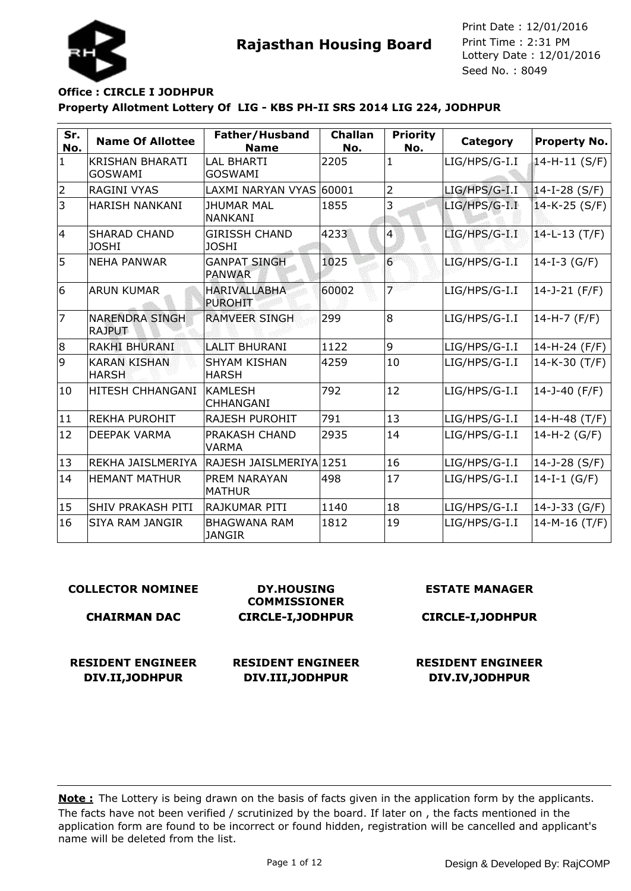**Rajasthan Housing Board**

Print Date : 12/01/2016
Print Time : 2:31 PM
Lottery Date : 12/01/2016
Seed No. : 8049

**Office : CIRCLE I JODHPUR**

**Property Allotment Lottery Of LIG - KBS PH-II SRS 2014 LIG 224, JODHPUR**

| Sr. No. | Name Of Allottee | Father/Husband Name | Challan No. | Priority No. | Category | Property No. |
|---|---|---|---|---|---|---|
| 1 | KRISHAN BHARATI GOSWAMI | LAL BHARTI GOSWAMI | 2205 | 1 | LIG/HPS/G-I.I | 14-H-11 (S/F) |
| 2 | RAGINI VYAS | LAXMI NARYAN VYAS | 60001 | 2 | LIG/HPS/G-I.I | 14-I-28 (S/F) |
| 3 | HARISH NANKANI | JHUMAR MAL NANKANI | 1855 | 3 | LIG/HPS/G-I.I | 14-K-25 (S/F) |
| 4 | SHARAD CHAND JOSHI | GIRISSH CHAND JOSHI | 4233 | 4 | LIG/HPS/G-I.I | 14-L-13 (T/F) |
| 5 | NEHA PANWAR | GANPAT SINGH PANWAR | 1025 | 6 | LIG/HPS/G-I.I | 14-I-3 (G/F) |
| 6 | ARUN KUMAR | HARIVALLABHA PUROHIT | 60002 | 7 | LIG/HPS/G-I.I | 14-J-21 (F/F) |
| 7 | NARENDRA SINGH RAJPUT | RAMVEER SINGH | 299 | 8 | LIG/HPS/G-I.I | 14-H-7 (F/F) |
| 8 | RAKHI BHURANI | LALIT BHURANI | 1122 | 9 | LIG/HPS/G-I.I | 14-H-24 (F/F) |
| 9 | KARAN KISHAN HARSH | SHYAM KISHAN HARSH | 4259 | 10 | LIG/HPS/G-I.I | 14-K-30 (T/F) |
| 10 | HITESH CHHANGANI | KAMLESH CHHANGANI | 792 | 12 | LIG/HPS/G-I.I | 14-J-40 (F/F) |
| 11 | REKHA PUROHIT | RAJESH PUROHIT | 791 | 13 | LIG/HPS/G-I.I | 14-H-48 (T/F) |
| 12 | DEEPAK VARMA | PRAKASH CHAND VARMA | 2935 | 14 | LIG/HPS/G-I.I | 14-H-2 (G/F) |
| 13 | REKHA JAISLMERIYA | RAJESH JAISLMERIYA | 1251 | 16 | LIG/HPS/G-I.I | 14-J-28 (S/F) |
| 14 | HEMANT MATHUR | PREM NARAYAN MATHUR | 498 | 17 | LIG/HPS/G-I.I | 14-I-1 (G/F) |
| 15 | SHIV PRAKASH PITI | RAJKUMAR PITI | 1140 | 18 | LIG/HPS/G-I.I | 14-J-33 (G/F) |
| 16 | SIYA RAM JANGIR | BHAGWANA RAM JANGIR | 1812 | 19 | LIG/HPS/G-I.I | 14-M-16 (T/F) |

**COLLECTOR NOMINEE**
**CHAIRMAN DAC**

**DY.HOUSING COMMISSIONER**
**CIRCLE-I,JODHPUR**

**ESTATE MANAGER**
**CIRCLE-I,JODHPUR**

**RESIDENT ENGINEER**
**DIV.II,JODHPUR**

**RESIDENT ENGINEER**
**DIV.III,JODHPUR**

**RESIDENT ENGINEER**
**DIV.IV,JODHPUR**

**Note :** The Lottery is being drawn on the basis of facts given in the application form by the applicants. The facts have not been verified / scrutinized by the board. If later on , the facts mentioned in the application form are found to be incorrect or found hidden, registration will be cancelled and applicant's name will be deleted from the list.

Design & Developed By: RajCOMP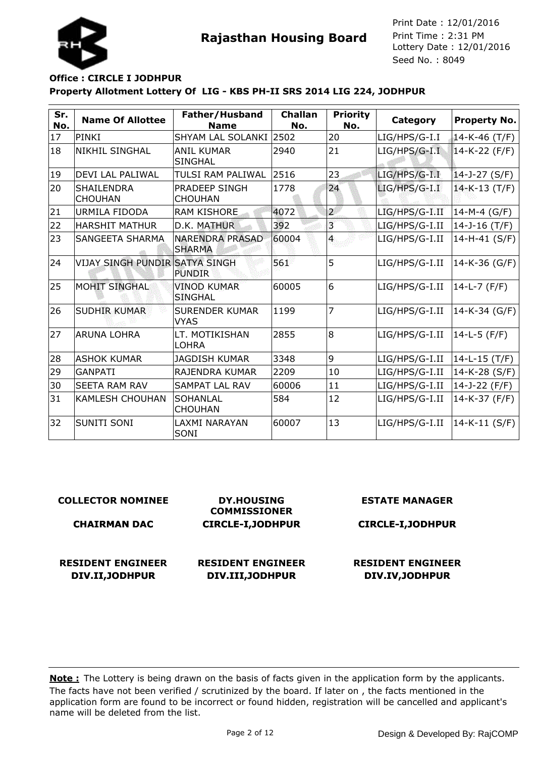**Rajasthan Housing Board**

Print Date : 12/01/2016
Print Time : 2:31 PM
Lottery Date : 12/01/2016
Seed No. : 8049

**Office : CIRCLE I JODHPUR**

**Property Allotment Lottery Of LIG - KBS PH-II SRS 2014 LIG 224, JODHPUR**

| Sr. No. | Name Of Allottee | Father/Husband Name | Challan No. | Priority No. | Category | Property No. |
|---|---|---|---|---|---|---|
| 17 | PINKI | SHYAM LAL SOLANKI | 2502 | 20 | LIG/HPS/G-I.I | 14-K-46 (T/F) |
| 18 | NIKHIL SINGHAL | ANIL KUMAR SINGHAL | 2940 | 21 | LIG/HPS/G-I.I | 14-K-22 (F/F) |
| 19 | DEVI LAL PALIWAL | TULSI RAM PALIWAL | 2516 | 23 | LIG/HPS/G-I.I | 14-J-27 (S/F) |
| 20 | SHAILENDRA CHOUHAN | PRADEEP SINGH CHOUHAN | 1778 | 24 | LIG/HPS/G-I.I | 14-K-13 (T/F) |
| 21 | URMILA FIDODA | RAM KISHORE | 4072 | 2 | LIG/HPS/G-I.II | 14-M-4 (G/F) |
| 22 | HARSHIT MATHUR | D.K. MATHUR | 392 | 3 | LIG/HPS/G-I.II | 14-J-16 (T/F) |
| 23 | SANGEETA SHARMA | NARENDRA PRASAD SHARMA | 60004 | 4 | LIG/HPS/G-I.II | 14-H-41 (S/F) |
| 24 | VIJAY SINGH PUNDIR | SATYA SINGH PUNDIR | 561 | 5 | LIG/HPS/G-I.II | 14-K-36 (G/F) |
| 25 | MOHIT SINGHAL | VINOD KUMAR SINGHAL | 60005 | 6 | LIG/HPS/G-I.II | 14-L-7 (F/F) |
| 26 | SUDHIR KUMAR | SURENDER KUMAR VYAS | 1199 | 7 | LIG/HPS/G-I.II | 14-K-34 (G/F) |
| 27 | ARUNA LOHRA | LT. MOTIKISHAN LOHRA | 2855 | 8 | LIG/HPS/G-I.II | 14-L-5 (F/F) |
| 28 | ASHOK KUMAR | JAGDISH KUMAR | 3348 | 9 | LIG/HPS/G-I.II | 14-L-15 (T/F) |
| 29 | GANPATI | RAJENDRA KUMAR | 2209 | 10 | LIG/HPS/G-I.II | 14-K-28 (S/F) |
| 30 | SEETA RAM RAV | SAMPAT LAL RAV | 60006 | 11 | LIG/HPS/G-I.II | 14-J-22 (F/F) |
| 31 | KAMLESH CHOUHAN | SOHANLAL CHOUHAN | 584 | 12 | LIG/HPS/G-I.II | 14-K-37 (F/F) |
| 32 | SUNITI SONI | LAXMI NARAYAN SONI | 60007 | 13 | LIG/HPS/G-I.II | 14-K-11 (S/F) |

**COLLECTOR NOMINEE**
**CHAIRMAN DAC**

**DY.HOUSING COMMISSIONER**
**CIRCLE-I,JODHPUR**

**ESTATE MANAGER**
**CIRCLE-I,JODHPUR**

**RESIDENT ENGINEER**
**DIV.II,JODHPUR**

**RESIDENT ENGINEER**
**DIV.III,JODHPUR**

**RESIDENT ENGINEER**
**DIV.IV,JODHPUR**

**Note :** The Lottery is being drawn on the basis of facts given in the application form by the applicants. The facts have not been verified / scrutinized by the board. If later on , the facts mentioned in the application form are found to be incorrect or found hidden, registration will be cancelled and applicant's name will be deleted from the list.

Design & Developed By: RajCOMP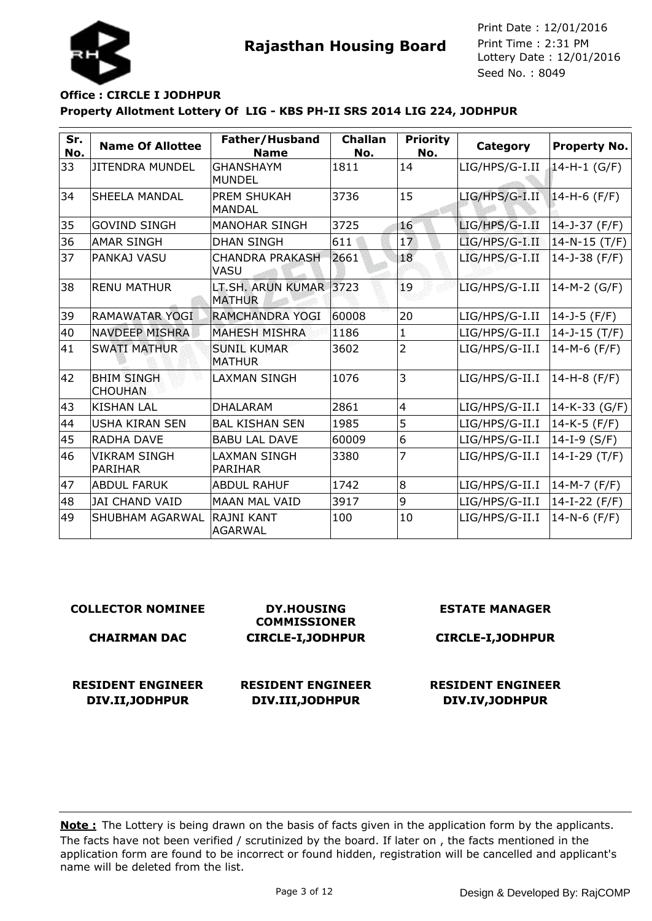**Rajasthan Housing Board**

Print Date : 12/01/2016
Print Time : 2:31 PM
Lottery Date : 12/01/2016
Seed No. : 8049

**Office : CIRCLE I JODHPUR**

**Property Allotment Lottery Of LIG - KBS PH-II SRS 2014 LIG 224, JODHPUR**

| Sr. No. | Name Of Allottee | Father/Husband Name | Challan No. | Priority No. | Category | Property No. |
|---|---|---|---|---|---|---|
| 33 | JITENDRA MUNDEL | GHANSHAYM MUNDEL | 1811 | 14 | LIG/HPS/G-I.II | 14-H-1 (G/F) |
| 34 | SHEELA MANDAL | PREM SHUKAH MANDAL | 3736 | 15 | LIG/HPS/G-I.II | 14-H-6 (F/F) |
| 35 | GOVIND SINGH | MANOHAR SINGH | 3725 | 16 | LIG/HPS/G-I.II | 14-J-37 (F/F) |
| 36 | AMAR SINGH | DHAN SINGH | 611 | 17 | LIG/HPS/G-I.II | 14-N-15 (T/F) |
| 37 | PANKAJ VASU | CHANDRA PRAKASH VASU | 2661 | 18 | LIG/HPS/G-I.II | 14-J-38 (F/F) |
| 38 | RENU MATHUR | LT.SH. ARUN KUMAR MATHUR | 3723 | 19 | LIG/HPS/G-I.II | 14-M-2 (G/F) |
| 39 | RAMAWATAR YOGI | RAMCHANDRA YOGI | 60008 | 20 | LIG/HPS/G-I.II | 14-J-5 (F/F) |
| 40 | NAVDEEP MISHRA | MAHESH MISHRA | 1186 | 1 | LIG/HPS/G-II.I | 14-J-15 (T/F) |
| 41 | SWATI MATHUR | SUNIL KUMAR MATHUR | 3602 | 2 | LIG/HPS/G-II.I | 14-M-6 (F/F) |
| 42 | BHIM SINGH CHOUHAN | LAXMAN SINGH | 1076 | 3 | LIG/HPS/G-II.I | 14-H-8 (F/F) |
| 43 | KISHAN LAL | DHALARAM | 2861 | 4 | LIG/HPS/G-II.I | 14-K-33 (G/F) |
| 44 | USHA KIRAN SEN | BAL KISHAN SEN | 1985 | 5 | LIG/HPS/G-II.I | 14-K-5 (F/F) |
| 45 | RADHA DAVE | BABU LAL DAVE | 60009 | 6 | LIG/HPS/G-II.I | 14-I-9 (S/F) |
| 46 | VIKRAM SINGH PARIHAR | LAXMAN SINGH PARIHAR | 3380 | 7 | LIG/HPS/G-II.I | 14-I-29 (T/F) |
| 47 | ABDUL FARUK | ABDUL RAHUF | 1742 | 8 | LIG/HPS/G-II.I | 14-M-7 (F/F) |
| 48 | JAI CHAND VAID | MAAN MAL VAID | 3917 | 9 | LIG/HPS/G-II.I | 14-I-22 (F/F) |
| 49 | SHUBHAM AGARWAL | RAJNI KANT AGARWAL | 100 | 10 | LIG/HPS/G-II.I | 14-N-6 (F/F) |

**COLLECTOR NOMINEE**
**CHAIRMAN DAC**

**DY.HOUSING COMMISSIONER**
**CIRCLE-I,JODHPUR**

**ESTATE MANAGER**
**CIRCLE-I,JODHPUR**

**RESIDENT ENGINEER**
**DIV.II,JODHPUR**

**RESIDENT ENGINEER**
**DIV.III,JODHPUR**

**RESIDENT ENGINEER**
**DIV.IV,JODHPUR**

**Note :** The Lottery is being drawn on the basis of facts given in the application form by the applicants. The facts have not been verified / scrutinized by the board. If later on , the facts mentioned in the application form are found to be incorrect or found hidden, registration will be cancelled and applicant's name will be deleted from the list.

Design & Developed By: RajCOMP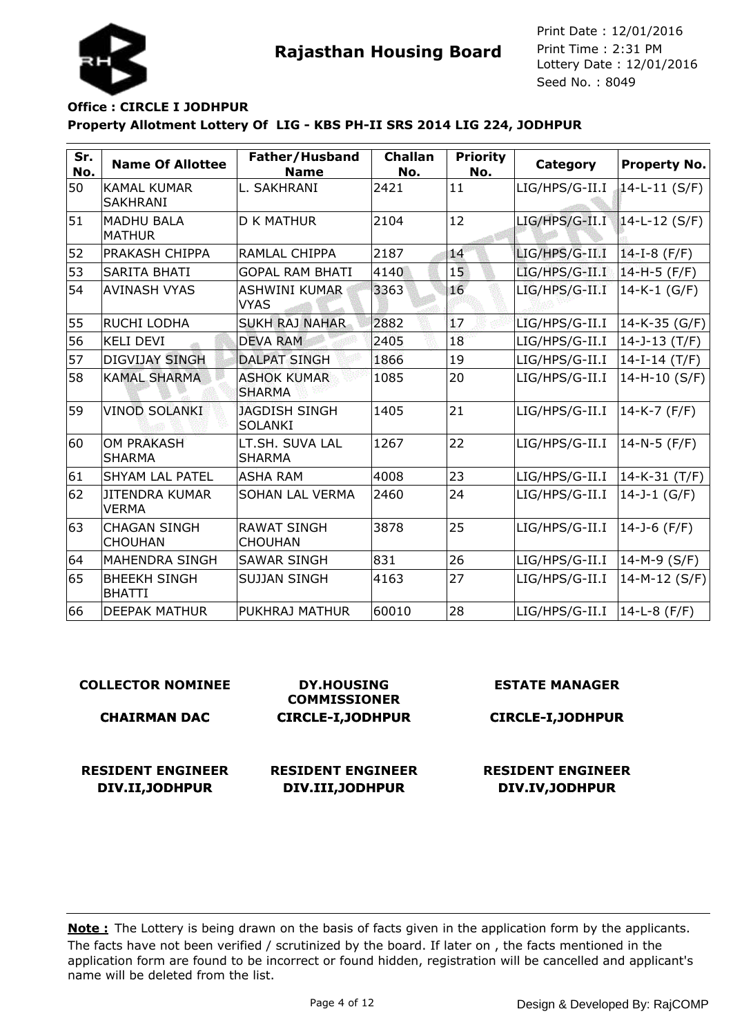**Rajasthan Housing Board**

Print Date : 12/01/2016
Print Time : 2:31 PM
Lottery Date : 12/01/2016
Seed No. : 8049

**Office : CIRCLE I JODHPUR**

**Property Allotment Lottery Of LIG - KBS PH-II SRS 2014 LIG 224, JODHPUR**

| Sr. No. | Name Of Allottee | Father/Husband Name | Challan No. | Priority No. | Category | Property No. |
|---|---|---|---|---|---|---|
| 50 | KAMAL KUMAR SAKHRANI | L. SAKHRANI | 2421 | 11 | LIG/HPS/G-II.I | 14-L-11 (S/F) |
| 51 | MADHU BALA MATHUR | D K MATHUR | 2104 | 12 | LIG/HPS/G-II.I | 14-L-12 (S/F) |
| 52 | PRAKASH CHIPPA | RAMLAL CHIPPA | 2187 | 14 | LIG/HPS/G-II.I | 14-I-8 (F/F) |
| 53 | SARITA BHATI | GOPAL RAM BHATI | 4140 | 15 | LIG/HPS/G-II.I | 14-H-5 (F/F) |
| 54 | AVINASH VYAS | ASHWINI KUMAR VYAS | 3363 | 16 | LIG/HPS/G-II.I | 14-K-1 (G/F) |
| 55 | RUCHI LODHA | SUKH RAJ NAHAR | 2882 | 17 | LIG/HPS/G-II.I | 14-K-35 (G/F) |
| 56 | KELI DEVI | DEVA RAM | 2405 | 18 | LIG/HPS/G-II.I | 14-J-13 (T/F) |
| 57 | DIGVIJAY SINGH | DALPAT SINGH | 1866 | 19 | LIG/HPS/G-II.I | 14-I-14 (T/F) |
| 58 | KAMAL SHARMA | ASHOK KUMAR SHARMA | 1085 | 20 | LIG/HPS/G-II.I | 14-H-10 (S/F) |
| 59 | VINOD SOLANKI | JAGDISH SINGH SOLANKI | 1405 | 21 | LIG/HPS/G-II.I | 14-K-7 (F/F) |
| 60 | OM PRAKASH SHARMA | LT.SH. SUVA LAL SHARMA | 1267 | 22 | LIG/HPS/G-II.I | 14-N-5 (F/F) |
| 61 | SHYAM LAL PATEL | ASHA RAM | 4008 | 23 | LIG/HPS/G-II.I | 14-K-31 (T/F) |
| 62 | JITENDRA KUMAR VERMA | SOHAN LAL VERMA | 2460 | 24 | LIG/HPS/G-II.I | 14-J-1 (G/F) |
| 63 | CHAGAN SINGH CHOUHAN | RAWAT SINGH CHOUHAN | 3878 | 25 | LIG/HPS/G-II.I | 14-J-6 (F/F) |
| 64 | MAHENDRA SINGH | SAWAR SINGH | 831 | 26 | LIG/HPS/G-II.I | 14-M-9 (S/F) |
| 65 | BHEEKH SINGH BHATTI | SUJJAN SINGH | 4163 | 27 | LIG/HPS/G-II.I | 14-M-12 (S/F) |
| 66 | DEEPAK MATHUR | PUKHRAJ MATHUR | 60010 | 28 | LIG/HPS/G-II.I | 14-L-8 (F/F) |

**COLLECTOR NOMINEE**
**CHAIRMAN DAC**

**DY.HOUSING COMMISSIONER**
**CIRCLE-I,JODHPUR**

**ESTATE MANAGER**
**CIRCLE-I,JODHPUR**

**RESIDENT ENGINEER**
**DIV.II,JODHPUR**

**RESIDENT ENGINEER**
**DIV.III,JODHPUR**

**RESIDENT ENGINEER**
**DIV.IV,JODHPUR**

**Note :** The Lottery is being drawn on the basis of facts given in the application form by the applicants. The facts have not been verified / scrutinized by the board. If later on , the facts mentioned in the application form are found to be incorrect or found hidden, registration will be cancelled and applicant's name will be deleted from the list.

Design & Developed By: RajCOMP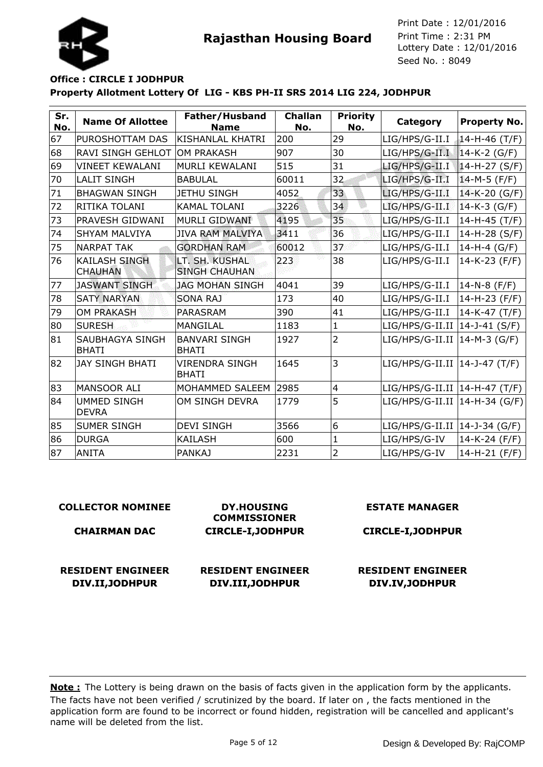# Rajasthan Housing Board

Print Date : 12/01/2016
Print Time : 2:31 PM
Lottery Date : 12/01/2016
Seed No. : 8049

**Office : CIRCLE I JODHPUR**

**Property Allotment Lottery Of LIG - KBS PH-II SRS 2014 LIG 224, JODHPUR**

| Sr. No. | Name Of Allottee | Father/Husband Name | Challan No. | Priority No. | Category | Property No. |
|---|---|---|---|---|---|---|
| 67 | PUROSHOTTAM DAS | KISHANLAL KHATRI | 200 | 29 | LIG/HPS/G-II.I | 14-H-46 (T/F) |
| 68 | RAVI SINGH GEHLOT | OM PRAKASH | 907 | 30 | LIG/HPS/G-II.I | 14-K-2 (G/F) |
| 69 | VINEET KEWALANI | MURLI KEWALANI | 515 | 31 | LIG/HPS/G-II.I | 14-H-27 (S/F) |
| 70 | LALIT SINGH | BABULAL | 60011 | 32 | LIG/HPS/G-II.I | 14-M-5 (F/F) |
| 71 | BHAGWAN SINGH | JETHU SINGH | 4052 | 33 | LIG/HPS/G-II.I | 14-K-20 (G/F) |
| 72 | RITIKA TOLANI | KAMAL TOLANI | 3226 | 34 | LIG/HPS/G-II.I | 14-K-3 (G/F) |
| 73 | PRAVESH GIDWANI | MURLI GIDWANI | 4195 | 35 | LIG/HPS/G-II.I | 14-H-45 (T/F) |
| 74 | SHYAM MALVIYA | JIVA RAM MALVIYA | 3411 | 36 | LIG/HPS/G-II.I | 14-H-28 (S/F) |
| 75 | NARPAT TAK | GORDHAN RAM | 60012 | 37 | LIG/HPS/G-II.I | 14-H-4 (G/F) |
| 76 | KAILASH SINGH CHAUHAN | LT. SH. KUSHAL SINGH CHAUHAN | 223 | 38 | LIG/HPS/G-II.I | 14-K-23 (F/F) |
| 77 | JASWANT SINGH | JAG MOHAN SINGH | 4041 | 39 | LIG/HPS/G-II.I | 14-N-8 (F/F) |
| 78 | SATY NARYAN | SONA RAJ | 173 | 40 | LIG/HPS/G-II.I | 14-H-23 (F/F) |
| 79 | OM PRAKASH | PARASRAM | 390 | 41 | LIG/HPS/G-II.I | 14-K-47 (T/F) |
| 80 | SURESH | MANGILAL | 1183 | 1 | LIG/HPS/G-II.II | 14-J-41 (S/F) |
| 81 | SAUBHAGYA SINGH BHATI | BANVARI SINGH BHATI | 1927 | 2 | LIG/HPS/G-II.II | 14-M-3 (G/F) |
| 82 | JAY SINGH BHATI | VIRENDRA SINGH BHATI | 1645 | 3 | LIG/HPS/G-II.II | 14-J-47 (T/F) |
| 83 | MANSOOR ALI | MOHAMMED SALEEM | 2985 | 4 | LIG/HPS/G-II.II | 14-H-47 (T/F) |
| 84 | UMMED SINGH DEVRA | OM SINGH DEVRA | 1779 | 5 | LIG/HPS/G-II.II | 14-H-34 (G/F) |
| 85 | SUMER SINGH | DEVI SINGH | 3566 | 6 | LIG/HPS/G-II.II | 14-J-34 (G/F) |
| 86 | DURGA | KAILASH | 600 | 1 | LIG/HPS/G-IV | 14-K-24 (F/F) |
| 87 | ANITA | PANKAJ | 2231 | 2 | LIG/HPS/G-IV | 14-H-21 (F/F) |

**COLLECTOR NOMINEE**
**CHAIRMAN DAC**

**DY.HOUSING COMMISSIONER**
**CIRCLE-I,JODHPUR**

**ESTATE MANAGER**
**CIRCLE-I,JODHPUR**

**RESIDENT ENGINEER**
**DIV.II,JODHPUR**

**RESIDENT ENGINEER**
**DIV.III,JODHPUR**

**RESIDENT ENGINEER**
**DIV.IV,JODHPUR**

**Note :** The Lottery is being drawn on the basis of facts given in the application form by the applicants. The facts have not been verified / scrutinized by the board. If later on , the facts mentioned in the application form are found to be incorrect or found hidden, registration will be cancelled and applicant's name will be deleted from the list.

Design & Developed By: RajCOMP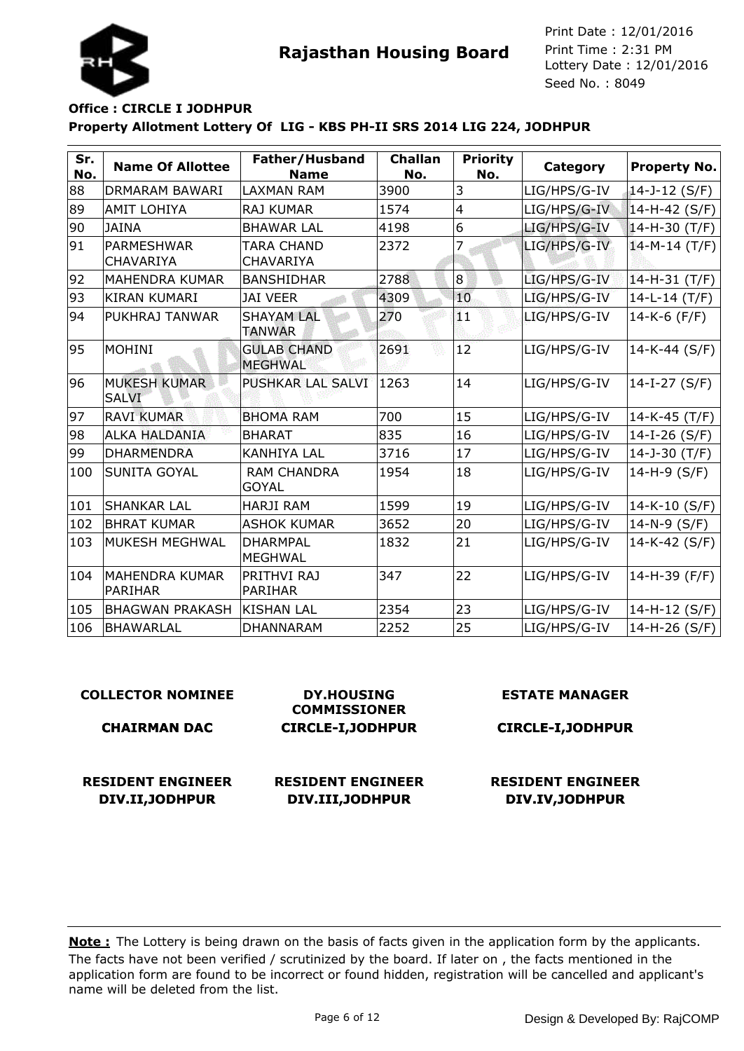# Rajasthan Housing Board

Print Date : 12/01/2016
Print Time : 2:31 PM
Lottery Date : 12/01/2016
Seed No. : 8049

**Office : CIRCLE I JODHPUR**

**Property Allotment Lottery Of LIG - KBS PH-II SRS 2014 LIG 224, JODHPUR**

| Sr. No. | Name Of Allottee | Father/Husband Name | Challan No. | Priority No. | Category | Property No. |
|---|---|---|---|---|---|---|
| 88 | DRMARAM BAWARI | LAXMAN RAM | 3900 | 3 | LIG/HPS/G-IV | 14-J-12 (S/F) |
| 89 | AMIT LOHIYA | RAJ KUMAR | 1574 | 4 | LIG/HPS/G-IV | 14-H-42 (S/F) |
| 90 | JAINA | BHAWAR LAL | 4198 | 6 | LIG/HPS/G-IV | 14-H-30 (T/F) |
| 91 | PARMESHWAR CHAVARIYA | TARA CHAND CHAVARIYA | 2372 | 7 | LIG/HPS/G-IV | 14-M-14 (T/F) |
| 92 | MAHENDRA KUMAR | BANSHIDHAR | 2788 | 8 | LIG/HPS/G-IV | 14-H-31 (T/F) |
| 93 | KIRAN KUMARI | JAI VEER | 4309 | 10 | LIG/HPS/G-IV | 14-L-14 (T/F) |
| 94 | PUKHRAJ TANWAR | SHAYAM LAL TANWAR | 270 | 11 | LIG/HPS/G-IV | 14-K-6 (F/F) |
| 95 | MOHINI | GULAB CHAND MEGHWAL | 2691 | 12 | LIG/HPS/G-IV | 14-K-44 (S/F) |
| 96 | MUKESH KUMAR SALVI | PUSHKAR LAL SALVI | 1263 | 14 | LIG/HPS/G-IV | 14-I-27 (S/F) |
| 97 | RAVI KUMAR | BHOMA RAM | 700 | 15 | LIG/HPS/G-IV | 14-K-45 (T/F) |
| 98 | ALKA HALDANIA | BHARAT | 835 | 16 | LIG/HPS/G-IV | 14-I-26 (S/F) |
| 99 | DHARMENDRA | KANHIYA LAL | 3716 | 17 | LIG/HPS/G-IV | 14-J-30 (T/F) |
| 100 | SUNITA GOYAL | RAM CHANDRA GOYAL | 1954 | 18 | LIG/HPS/G-IV | 14-H-9 (S/F) |
| 101 | SHANKAR LAL | HARJI RAM | 1599 | 19 | LIG/HPS/G-IV | 14-K-10 (S/F) |
| 102 | BHRAT KUMAR | ASHOK KUMAR | 3652 | 20 | LIG/HPS/G-IV | 14-N-9 (S/F) |
| 103 | MUKESH MEGHWAL | DHARMPAL MEGHWAL | 1832 | 21 | LIG/HPS/G-IV | 14-K-42 (S/F) |
| 104 | MAHENDRA KUMAR PARIHAR | PRITHVI RAJ PARIHAR | 347 | 22 | LIG/HPS/G-IV | 14-H-39 (F/F) |
| 105 | BHAGWAN PRAKASH | KISHAN LAL | 2354 | 23 | LIG/HPS/G-IV | 14-H-12 (S/F) |
| 106 | BHAWARLAL | DHANNARAM | 2252 | 25 | LIG/HPS/G-IV | 14-H-26 (S/F) |

**COLLECTOR NOMINEE**
**CHAIRMAN DAC**

**DY.HOUSING COMMISSIONER**
**CIRCLE-I,JODHPUR**

**ESTATE MANAGER**
**CIRCLE-I,JODHPUR**

**RESIDENT ENGINEER**
**DIV.II,JODHPUR**

**RESIDENT ENGINEER**
**DIV.III,JODHPUR**

**RESIDENT ENGINEER**
**DIV.IV,JODHPUR**

**Note :** The Lottery is being drawn on the basis of facts given in the application form by the applicants. The facts have not been verified / scrutinized by the board. If later on , the facts mentioned in the application form are found to be incorrect or found hidden, registration will be cancelled and applicant's name will be deleted from the list.

Design & Developed By: RajCOMP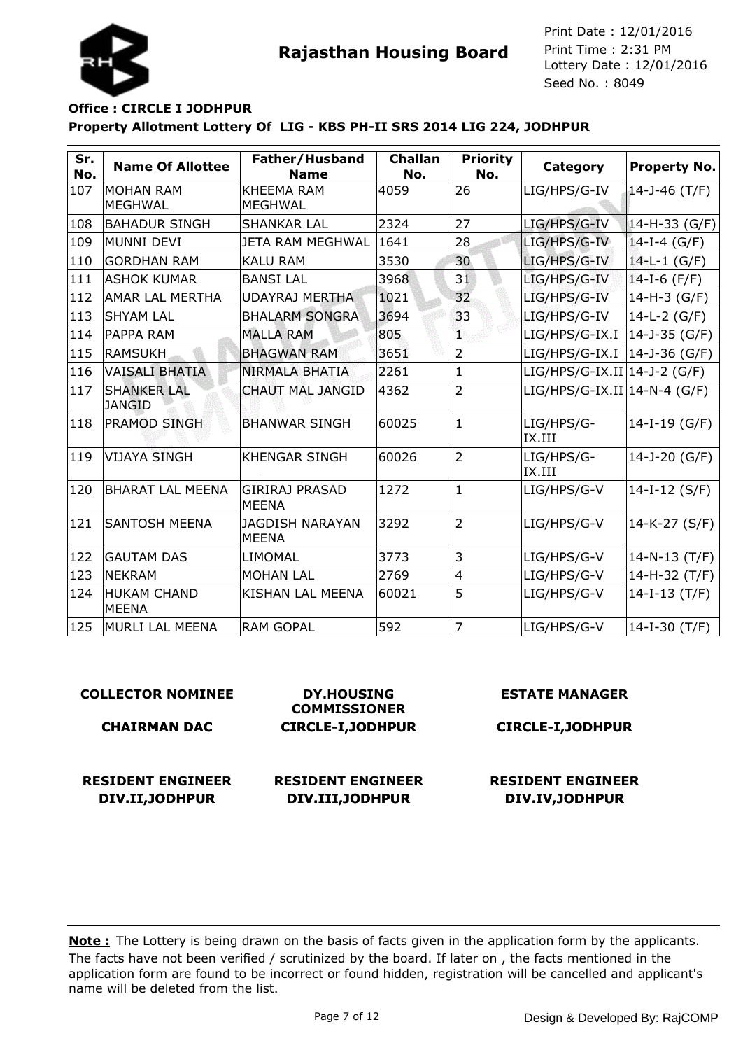Rajasthan Housing Board

Print Date : 12/01/2016
Print Time : 2:31 PM
Lottery Date : 12/01/2016
Seed No. : 8049

**Office : CIRCLE I JODHPUR**

**Property Allotment Lottery Of LIG - KBS PH-II SRS 2014 LIG 224, JODHPUR**

| Sr. No. | Name Of Allottee | Father/Husband Name | Challan No. | Priority No. | Category | Property No. |
|---|---|---|---|---|---|---|
| 107 | MOHAN RAM MEGHWAL | KHEEMA RAM MEGHWAL | 4059 | 26 | LIG/HPS/G-IV | 14-J-46 (T/F) |
| 108 | BAHADUR SINGH | SHANKAR LAL | 2324 | 27 | LIG/HPS/G-IV | 14-H-33 (G/F) |
| 109 | MUNNI DEVI | JETA RAM MEGHWAL | 1641 | 28 | LIG/HPS/G-IV | 14-I-4 (G/F) |
| 110 | GORDHAN RAM | KALU RAM | 3530 | 30 | LIG/HPS/G-IV | 14-L-1 (G/F) |
| 111 | ASHOK KUMAR | BANSI LAL | 3968 | 31 | LIG/HPS/G-IV | 14-I-6 (F/F) |
| 112 | AMAR LAL MERTHA | UDAYRAJ MERTHA | 1021 | 32 | LIG/HPS/G-IV | 14-H-3 (G/F) |
| 113 | SHYAM LAL | BHALARM SONGRA | 3694 | 33 | LIG/HPS/G-IV | 14-L-2 (G/F) |
| 114 | PAPPA RAM | MALLA RAM | 805 | 1 | LIG/HPS/G-IX.I | 14-J-35 (G/F) |
| 115 | RAMSUKH | BHAGWAN RAM | 3651 | 2 | LIG/HPS/G-IX.I | 14-J-36 (G/F) |
| 116 | VAISALI BHATIA | NIRMALA BHATIA | 2261 | 1 | LIG/HPS/G-IX.II | 14-J-2 (G/F) |
| 117 | SHANKER LAL JANGID | CHAUT MAL JANGID | 4362 | 2 | LIG/HPS/G-IX.II | 14-N-4 (G/F) |
| 118 | PRAMOD SINGH | BHANWAR SINGH | 60025 | 1 | LIG/HPS/G-IX.III | 14-I-19 (G/F) |
| 119 | VIJAYA SINGH | KHENGAR SINGH | 60026 | 2 | LIG/HPS/G-IX.III | 14-J-20 (G/F) |
| 120 | BHARAT LAL MEENA | GIRIRAJ PRASAD MEENA | 1272 | 1 | LIG/HPS/G-V | 14-I-12 (S/F) |
| 121 | SANTOSH MEENA | JAGDISH NARAYAN MEENA | 3292 | 2 | LIG/HPS/G-V | 14-K-27 (S/F) |
| 122 | GAUTAM DAS | LIMOMAL | 3773 | 3 | LIG/HPS/G-V | 14-N-13 (T/F) |
| 123 | NEKRAM | MOHAN LAL | 2769 | 4 | LIG/HPS/G-V | 14-H-32 (T/F) |
| 124 | HUKAM CHAND MEENA | KISHAN LAL MEENA | 60021 | 5 | LIG/HPS/G-V | 14-I-13 (T/F) |
| 125 | MURLI LAL MEENA | RAM GOPAL | 592 | 7 | LIG/HPS/G-V | 14-I-30 (T/F) |

**COLLECTOR NOMINEE**
**CHAIRMAN DAC**

**DY.HOUSING COMMISSIONER**
**CIRCLE-I,JODHPUR**

**ESTATE MANAGER**
**CIRCLE-I,JODHPUR**

**RESIDENT ENGINEER**
**DIV.II,JODHPUR**

**RESIDENT ENGINEER**
**DIV.III,JODHPUR**

**RESIDENT ENGINEER**
**DIV.IV,JODHPUR**

**Note :** The Lottery is being drawn on the basis of facts given in the application form by the applicants. The facts have not been verified / scrutinized by the board. If later on , the facts mentioned in the application form are found to be incorrect or found hidden, registration will be cancelled and applicant's name will be deleted from the list.

Design & Developed By: RajCOMP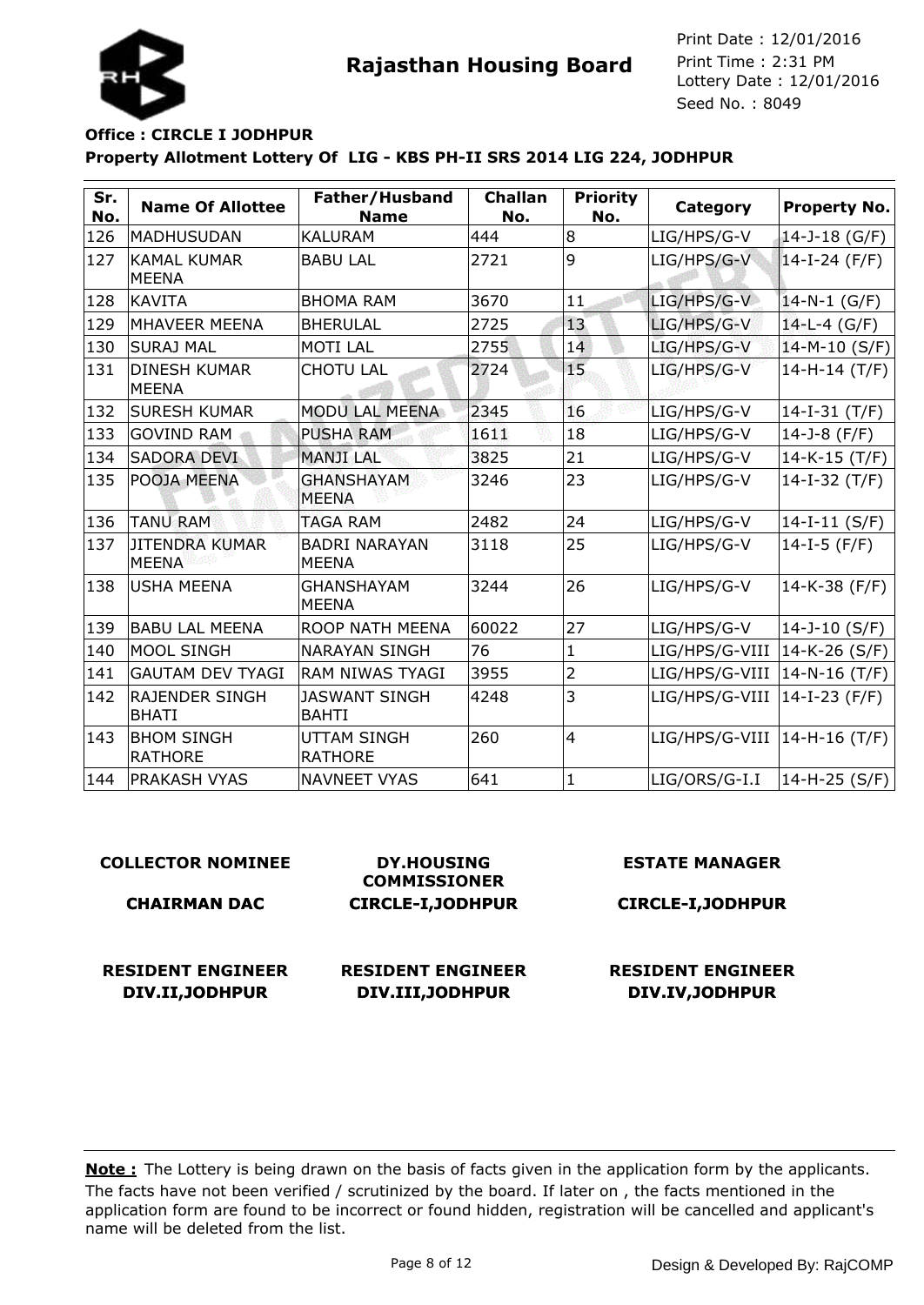# Rajasthan Housing Board

Print Date : 12/01/2016
Print Time : 2:31 PM
Lottery Date : 12/01/2016
Seed No. : 8049

**Office : CIRCLE I JODHPUR**

**Property Allotment Lottery Of LIG - KBS PH-II SRS 2014 LIG 224, JODHPUR**

| Sr. No. | Name Of Allottee | Father/Husband Name | Challan No. | Priority No. | Category | Property No. |
|---|---|---|---|---|---|---|
| 126 | MADHUSUDAN | KALURAM | 444 | 8 | LIG/HPS/G-V | 14-J-18 (G/F) |
| 127 | KAMAL KUMAR MEENA | BABU LAL | 2721 | 9 | LIG/HPS/G-V | 14-I-24 (F/F) |
| 128 | KAVITA | BHOMA RAM | 3670 | 11 | LIG/HPS/G-V | 14-N-1 (G/F) |
| 129 | MHAVEER MEENA | BHERULAL | 2725 | 13 | LIG/HPS/G-V | 14-L-4 (G/F) |
| 130 | SURAJ MAL | MOTI LAL | 2755 | 14 | LIG/HPS/G-V | 14-M-10 (S/F) |
| 131 | DINESH KUMAR MEENA | CHOTU LAL | 2724 | 15 | LIG/HPS/G-V | 14-H-14 (T/F) |
| 132 | SURESH KUMAR | MODU LAL MEENA | 2345 | 16 | LIG/HPS/G-V | 14-I-31 (T/F) |
| 133 | GOVIND RAM | PUSHA RAM | 1611 | 18 | LIG/HPS/G-V | 14-J-8 (F/F) |
| 134 | SADORA DEVI | MANJI LAL | 3825 | 21 | LIG/HPS/G-V | 14-K-15 (T/F) |
| 135 | POOJA MEENA | GHANSHAYAM MEENA | 3246 | 23 | LIG/HPS/G-V | 14-I-32 (T/F) |
| 136 | TANU RAM | TAGA RAM | 2482 | 24 | LIG/HPS/G-V | 14-I-11 (S/F) |
| 137 | JITENDRA KUMAR MEENA | BADRI NARAYAN MEENA | 3118 | 25 | LIG/HPS/G-V | 14-I-5 (F/F) |
| 138 | USHA MEENA | GHANSHAYAM MEENA | 3244 | 26 | LIG/HPS/G-V | 14-K-38 (F/F) |
| 139 | BABU LAL MEENA | ROOP NATH MEENA | 60022 | 27 | LIG/HPS/G-V | 14-J-10 (S/F) |
| 140 | MOOL SINGH | NARAYAN SINGH | 76 | 1 | LIG/HPS/G-VIII | 14-K-26 (S/F) |
| 141 | GAUTAM DEV TYAGI | RAM NIWAS TYAGI | 3955 | 2 | LIG/HPS/G-VIII | 14-N-16 (T/F) |
| 142 | RAJENDER SINGH BHATI | JASWANT SINGH BAHTI | 4248 | 3 | LIG/HPS/G-VIII | 14-I-23 (F/F) |
| 143 | BHOM SINGH RATHORE | UTTAM SINGH RATHORE | 260 | 4 | LIG/HPS/G-VIII | 14-H-16 (T/F) |
| 144 | PRAKASH VYAS | NAVNEET VYAS | 641 | 1 | LIG/ORS/G-I.I | 14-H-25 (S/F) |

**COLLECTOR NOMINEE**

**CHAIRMAN DAC**

**DY.HOUSING COMMISSIONER**
**CIRCLE-I,JODHPUR**

**ESTATE MANAGER**

**CIRCLE-I,JODHPUR**

**RESIDENT ENGINEER**
**DIV.II,JODHPUR**

**RESIDENT ENGINEER**
**DIV.III,JODHPUR**

**RESIDENT ENGINEER**
**DIV.IV,JODHPUR**

**Note :** The Lottery is being drawn on the basis of facts given in the application form by the applicants. The facts have not been verified / scrutinized by the board. If later on , the facts mentioned in the application form are found to be incorrect or found hidden, registration will be cancelled and applicant's name will be deleted from the list.

Design & Developed By: RajCOMP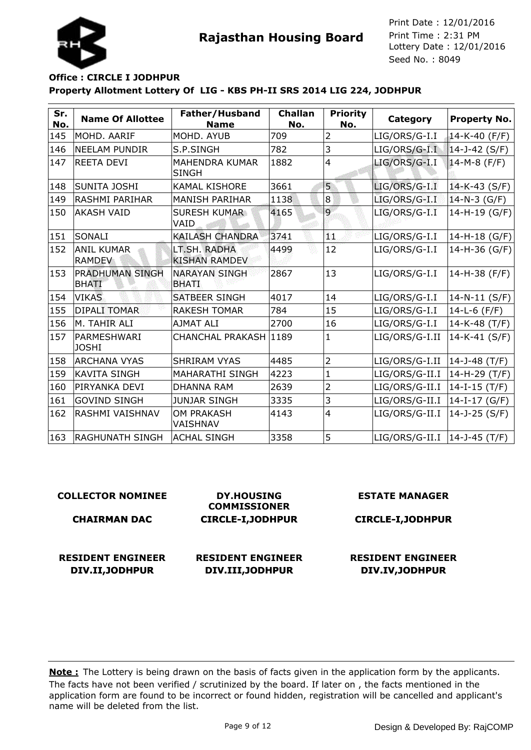# Rajasthan Housing Board

Print Date : 12/01/2016
Print Time : 2:31 PM
Lottery Date : 12/01/2016
Seed No. : 8049

**Office : CIRCLE I JODHPUR**

**Property Allotment Lottery Of LIG - KBS PH-II SRS 2014 LIG 224, JODHPUR**

| Sr. No. | Name Of Allottee | Father/Husband Name | Challan No. | Priority No. | Category | Property No. |
|---|---|---|---|---|---|---|
| 145 | MOHD. AARIF | MOHD. AYUB | 709 | 2 | LIG/ORS/G-I.I | 14-K-40 (F/F) |
| 146 | NEELAM PUNDIR | S.P.SINGH | 782 | 3 | LIG/ORS/G-I.I | 14-J-42 (S/F) |
| 147 | REETA DEVI | MAHENDRA KUMAR SINGH | 1882 | 4 | LIG/ORS/G-I.I | 14-M-8 (F/F) |
| 148 | SUNITA JOSHI | KAMAL KISHORE | 3661 | 5 | LIG/ORS/G-I.I | 14-K-43 (S/F) |
| 149 | RASHMI PARIHAR | MANISH PARIHAR | 1138 | 8 | LIG/ORS/G-I.I | 14-N-3 (G/F) |
| 150 | AKASH VAID | SURESH KUMAR VAID | 4165 | 9 | LIG/ORS/G-I.I | 14-H-19 (G/F) |
| 151 | SONALI | KAILASH CHANDRA | 3741 | 11 | LIG/ORS/G-I.I | 14-H-18 (G/F) |
| 152 | ANIL KUMAR RAMDEV | LT.SH. RADHA KISHAN RAMDEV | 4499 | 12 | LIG/ORS/G-I.I | 14-H-36 (G/F) |
| 153 | PRADHUMAN SINGH BHATI | NARAYAN SINGH BHATI | 2867 | 13 | LIG/ORS/G-I.I | 14-H-38 (F/F) |
| 154 | VIKAS | SATBEER SINGH | 4017 | 14 | LIG/ORS/G-I.I | 14-N-11 (S/F) |
| 155 | DIPALI TOMAR | RAKESH TOMAR | 784 | 15 | LIG/ORS/G-I.I | 14-L-6 (F/F) |
| 156 | M. TAHIR ALI | AJMAT ALI | 2700 | 16 | LIG/ORS/G-I.I | 14-K-48 (T/F) |
| 157 | PARMESHWARI JOSHI | CHANCHAL PRAKASH | 1189 | 1 | LIG/ORS/G-I.II | 14-K-41 (S/F) |
| 158 | ARCHANA VYAS | SHRIRAM VYAS | 4485 | 2 | LIG/ORS/G-I.II | 14-J-48 (T/F) |
| 159 | KAVITA SINGH | MAHARATHI SINGH | 4223 | 1 | LIG/ORS/G-II.I | 14-H-29 (T/F) |
| 160 | PIRYANKA DEVI | DHANNA RAM | 2639 | 2 | LIG/ORS/G-II.I | 14-I-15 (T/F) |
| 161 | GOVIND SINGH | JUNJAR SINGH | 3335 | 3 | LIG/ORS/G-II.I | 14-I-17 (G/F) |
| 162 | RASHMI VAISHNAV | OM PRAKASH VAISHNAV | 4143 | 4 | LIG/ORS/G-II.I | 14-J-25 (S/F) |
| 163 | RAGHUNATH SINGH | ACHAL SINGH | 3358 | 5 | LIG/ORS/G-II.I | 14-J-45 (T/F) |

**COLLECTOR NOMINEE**
**CHAIRMAN DAC**

**DY.HOUSING COMMISSIONER**
**CIRCLE-I,JODHPUR**

**ESTATE MANAGER**
**CIRCLE-I,JODHPUR**

**RESIDENT ENGINEER**
**DIV.II,JODHPUR**

**RESIDENT ENGINEER**
**DIV.III,JODHPUR**

**RESIDENT ENGINEER**
**DIV.IV,JODHPUR**

**Note :** The Lottery is being drawn on the basis of facts given in the application form by the applicants. The facts have not been verified / scrutinized by the board. If later on , the facts mentioned in the application form are found to be incorrect or found hidden, registration will be cancelled and applicant's name will be deleted from the list.

Design & Developed By: RajCOMP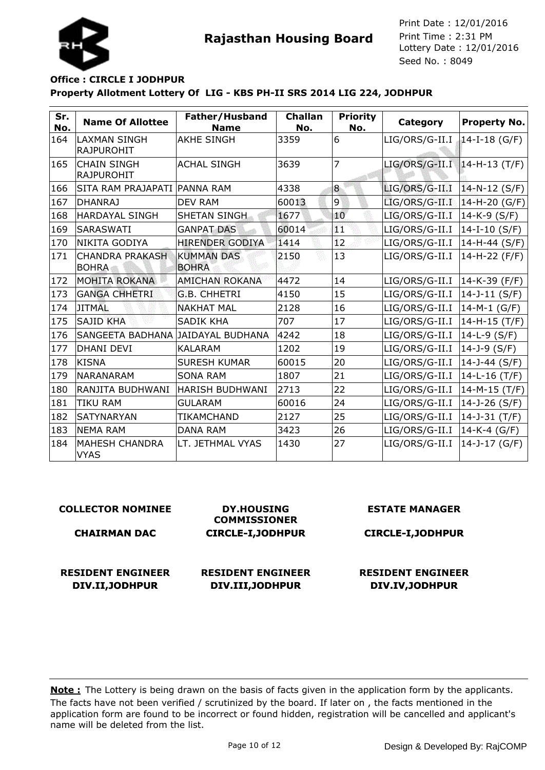Rajasthan Housing Board

Print Date : 12/01/2016
Print Time : 2:31 PM
Lottery Date : 12/01/2016
Seed No. : 8049

**Office : CIRCLE I JODHPUR**

**Property Allotment Lottery Of LIG - KBS PH-II SRS 2014 LIG 224, JODHPUR**

| Sr. No. | Name Of Allottee | Father/Husband Name | Challan No. | Priority No. | Category | Property No. |
|---|---|---|---|---|---|---|
| 164 | LAXMAN SINGH RAJPUROHIT | AKHE SINGH | 3359 | 6 | LIG/ORS/G-II.I | 14-I-18 (G/F) |
| 165 | CHAIN SINGH RAJPUROHIT | ACHAL SINGH | 3639 | 7 | LIG/ORS/G-II.I | 14-H-13 (T/F) |
| 166 | SITA RAM PRAJAPATI | PANNA RAM | 4338 | 8 | LIG/ORS/G-II.I | 14-N-12 (S/F) |
| 167 | DHANRAJ | DEV RAM | 60013 | 9 | LIG/ORS/G-II.I | 14-H-20 (G/F) |
| 168 | HARDAYAL SINGH | SHETAN SINGH | 1677 | 10 | LIG/ORS/G-II.I | 14-K-9 (S/F) |
| 169 | SARASWATI | GANPAT DAS | 60014 | 11 | LIG/ORS/G-II.I | 14-I-10 (S/F) |
| 170 | NIKITA GODIYA | HIRENDER GODIYA | 1414 | 12 | LIG/ORS/G-II.I | 14-H-44 (S/F) |
| 171 | CHANDRA PRAKASH BOHRA | KUMMAN DAS BOHRA | 2150 | 13 | LIG/ORS/G-II.I | 14-H-22 (F/F) |
| 172 | MOHITA ROKANA | AMICHAN ROKANA | 4472 | 14 | LIG/ORS/G-II.I | 14-K-39 (F/F) |
| 173 | GANGA CHHETRI | G.B. CHHETRI | 4150 | 15 | LIG/ORS/G-II.I | 14-J-11 (S/F) |
| 174 | JITMAL | NAKHAT MAL | 2128 | 16 | LIG/ORS/G-II.I | 14-M-1 (G/F) |
| 175 | SAJID KHA | SADIK KHA | 707 | 17 | LIG/ORS/G-II.I | 14-H-15 (T/F) |
| 176 | SANGEETA BADHANA | JAIDAYAL BUDHANA | 4242 | 18 | LIG/ORS/G-II.I | 14-L-9 (S/F) |
| 177 | DHANI DEVI | KALARAM | 1202 | 19 | LIG/ORS/G-II.I | 14-J-9 (S/F) |
| 178 | KISNA | SURESH KUMAR | 60015 | 20 | LIG/ORS/G-II.I | 14-J-44 (S/F) |
| 179 | NARANARAM | SONA RAM | 1807 | 21 | LIG/ORS/G-II.I | 14-L-16 (T/F) |
| 180 | RANJITA BUDHWANI | HARISH BUDHWANI | 2713 | 22 | LIG/ORS/G-II.I | 14-M-15 (T/F) |
| 181 | TIKU RAM | GULARAM | 60016 | 24 | LIG/ORS/G-II.I | 14-J-26 (S/F) |
| 182 | SATYNARYAN | TIKAMCHAND | 2127 | 25 | LIG/ORS/G-II.I | 14-J-31 (T/F) |
| 183 | NEMA RAM | DANA RAM | 3423 | 26 | LIG/ORS/G-II.I | 14-K-4 (G/F) |
| 184 | MAHESH CHANDRA VYAS | LT. JETHMAL VYAS | 1430 | 27 | LIG/ORS/G-II.I | 14-J-17 (G/F) |

**COLLECTOR NOMINEE**

**CHAIRMAN DAC**

**DY.HOUSING COMMISSIONER CIRCLE-I,JODHPUR**

**ESTATE MANAGER CIRCLE-I,JODHPUR**

**RESIDENT ENGINEER DIV.II,JODHPUR**

**RESIDENT ENGINEER DIV.III,JODHPUR**

**RESIDENT ENGINEER DIV.IV,JODHPUR**

**Note :** The Lottery is being drawn on the basis of facts given in the application form by the applicants. The facts have not been verified / scrutinized by the board. If later on , the facts mentioned in the application form are found to be incorrect or found hidden, registration will be cancelled and applicant's name will be deleted from the list.

Design & Developed By: RajCOMP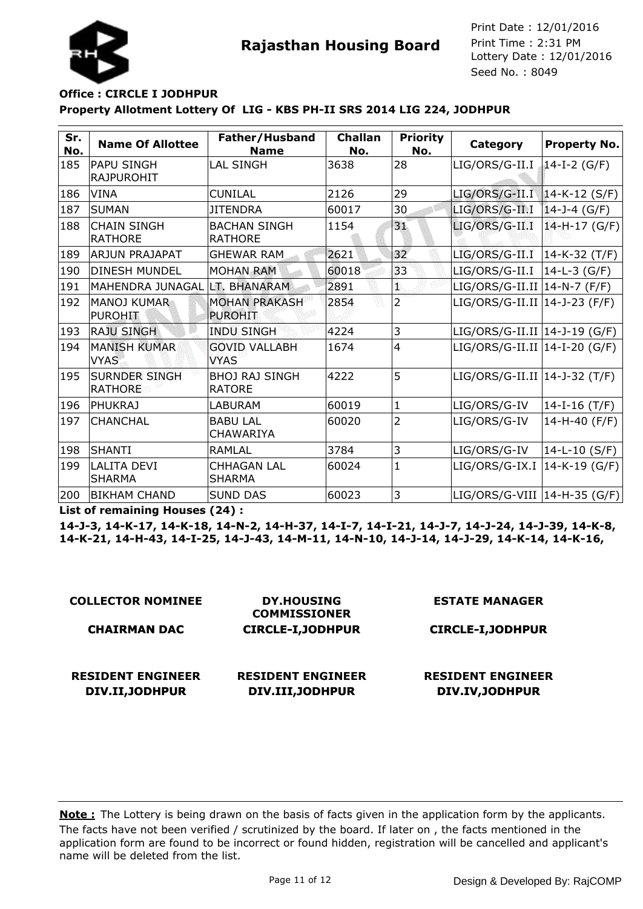**Rajasthan Housing Board**

Print Date : 12/01/2016
Print Time : 2:31 PM
Lottery Date : 12/01/2016
Seed No. : 8049

**Office : CIRCLE I JODHPUR**

**Property Allotment Lottery Of LIG - KBS PH-II SRS 2014 LIG 224, JODHPUR**

| Sr. No. | Name Of Allottee | Father/Husband Name | Challan No. | Priority No. | Category | Property No. |
|---|---|---|---|---|---|---|
| 185 | PAPU SINGH RAJPUROHIT | LAL SINGH | 3638 | 28 | LIG/ORS/G-II.I | 14-I-2 (G/F) |
| 186 | VINA | CUNILAL | 2126 | 29 | LIG/ORS/G-II.I | 14-K-12 (S/F) |
| 187 | SUMAN | JITENDRA | 60017 | 30 | LIG/ORS/G-II.I | 14-J-4 (G/F) |
| 188 | CHAIN SINGH RATHORE | BACHAN SINGH RATHORE | 1154 | 31 | LIG/ORS/G-II.I | 14-H-17 (G/F) |
| 189 | ARJUN PRAJAPAT | GHEWAR RAM | 2621 | 32 | LIG/ORS/G-II.I | 14-K-32 (T/F) |
| 190 | DINESH MUNDEL | MOHAN RAM | 60018 | 33 | LIG/ORS/G-II.I | 14-L-3 (G/F) |
| 191 | MAHENDRA JUNAGAL | LT. BHANARAM | 2891 | 1 | LIG/ORS/G-II.II | 14-N-7 (F/F) |
| 192 | MANOJ KUMAR PUROHIT | MOHAN PRAKASH PUROHIT | 2854 | 2 | LIG/ORS/G-II.II | 14-J-23 (F/F) |
| 193 | RAJU SINGH | INDU SINGH | 4224 | 3 | LIG/ORS/G-II.II | 14-J-19 (G/F) |
| 194 | MANISH KUMAR VYAS | GOVID VALLABH VYAS | 1674 | 4 | LIG/ORS/G-II.II | 14-I-20 (G/F) |
| 195 | SURNDER SINGH RATHORE | BHOJ RAJ SINGH RATORE | 4222 | 5 | LIG/ORS/G-II.II | 14-J-32 (T/F) |
| 196 | PHUKRAJ | LABURAM | 60019 | 1 | LIG/ORS/G-IV | 14-I-16 (T/F) |
| 197 | CHANCHAL | BABU LAL CHAWARIYA | 60020 | 2 | LIG/ORS/G-IV | 14-H-40 (F/F) |
| 198 | SHANTI | RAMLAL | 3784 | 3 | LIG/ORS/G-IV | 14-L-10 (S/F) |
| 199 | LALITA DEVI SHARMA | CHHAGAN LAL SHARMA | 60024 | 1 | LIG/ORS/G-IX.I | 14-K-19 (G/F) |
| 200 | BIKHAM CHAND | SUND DAS | 60023 | 3 | LIG/ORS/G-VIII | 14-H-35 (G/F) |

**List of remaining Houses (24) :**

**14-J-3, 14-K-17, 14-K-18, 14-N-2, 14-H-37, 14-I-7, 14-I-21, 14-J-7, 14-J-24, 14-J-39, 14-K-8, 14-K-21, 14-H-43, 14-I-25, 14-J-43, 14-M-11, 14-N-10, 14-J-14, 14-J-29, 14-K-14, 14-K-16,**

| **COLLECTOR NOMINEE** | **DY.HOUSING COMMISSIONER** | **ESTATE MANAGER** |
|---|---|---|
| **CHAIRMAN DAC** | **CIRCLE-I,JODHPUR** | **CIRCLE-I,JODHPUR** |
| **RESIDENT ENGINEER DIV.II,JODHPUR** | **RESIDENT ENGINEER DIV.III,JODHPUR** | **RESIDENT ENGINEER DIV.IV,JODHPUR** |

**Note :** The Lottery is being drawn on the basis of facts given in the application form by the applicants. The facts have not been verified / scrutinized by the board. If later on , the facts mentioned in the application form are found to be incorrect or found hidden, registration will be cancelled and applicant's name will be deleted from the list.

Design & Developed By: RajCOMP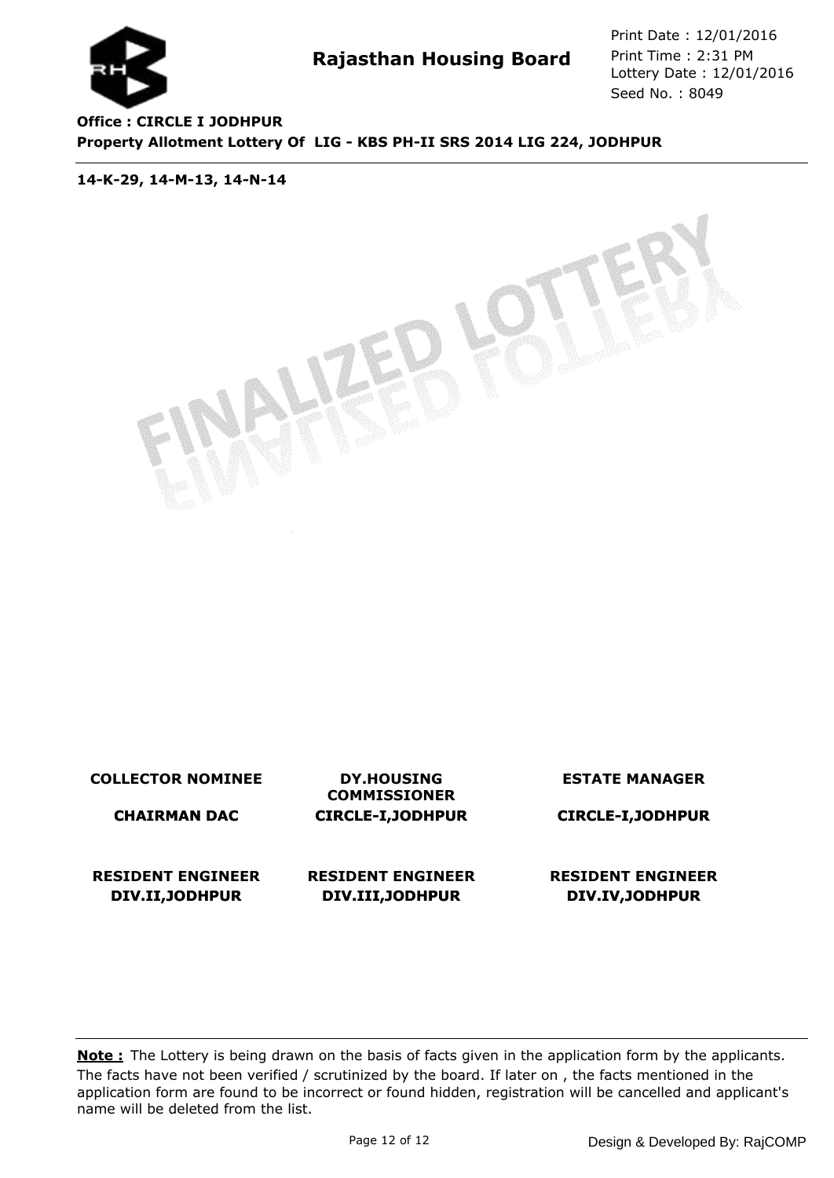Print Date : 12/01/2016
Print Time : 2:31 PM
Lottery Date : 12/01/2016
Seed No. : 8049

**Rajasthan Housing Board**

**Office : CIRCLE I JODHPUR**

**Property Allotment Lottery Of LIG - KBS PH-II SRS 2014 LIG 224, JODHPUR**

**14-K-29, 14-M-13, 14-N-14**

FINALIZED LOTTERY

| | | |
|---|---|---|
| **COLLECTOR NOMINEE** | **DY.HOUSING COMMISSIONER** | **ESTATE MANAGER** |
| **CHAIRMAN DAC** | **CIRCLE-I,JODHPUR** | **CIRCLE-I,JODHPUR** |
| **RESIDENT ENGINEER DIV.II,JODHPUR** | **RESIDENT ENGINEER DIV.III,JODHPUR** | **RESIDENT ENGINEER DIV.IV,JODHPUR** |

**Note :** The Lottery is being drawn on the basis of facts given in the application form by the applicants. The facts have not been verified / scrutinized by the board. If later on , the facts mentioned in the application form are found to be incorrect or found hidden, registration will be cancelled and applicant's name will be deleted from the list.

Design & Developed By: RajCOMP